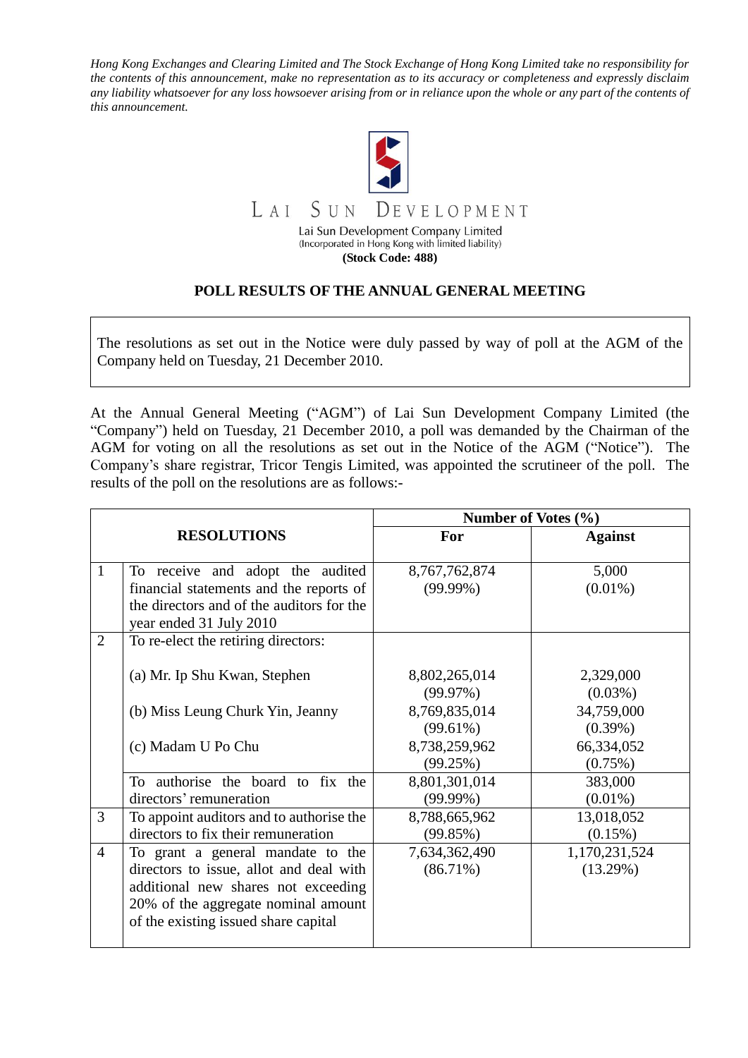*Hong Kong Exchanges and Clearing Limited and The Stock Exchange of Hong Kong Limited take no responsibility for the contents of this announcement, make no representation as to its accuracy or completeness and expressly disclaim any liability whatsoever for any loss howsoever arising from or in reliance upon the whole or any part of the contents of this announcement.*

LAI SUN DEVELOPMENT

Lai Sun Development Company Limited
(Incorporated in Hong Kong with limited liability)
**(Stock Code: 488)**

## POLL RESULTS OF THE ANNUAL GENERAL MEETING

The resolutions as set out in the Notice were duly passed by way of poll at the AGM of the Company held on Tuesday, 21 December 2010.

At the Annual General Meeting ("AGM") of Lai Sun Development Company Limited (the "Company") held on Tuesday, 21 December 2010, a poll was demanded by the Chairman of the AGM for voting on all the resolutions as set out in the Notice of the AGM ("Notice"). The Company's share registrar, Tricor Tengis Limited, was appointed the scrutineer of the poll. The results of the poll on the resolutions are as follows:-

| | **RESOLUTIONS** | **Number of Votes (%)** | |
|---|---|---|---|
| | | **For** | **Against** |
| 1 | To receive and adopt the audited financial statements and the reports of the directors and of the auditors for the year ended 31 July 2010 | 8,767,762,874 (99.99%) | 5,000 (0.01%) |
| 2 | To re-elect the retiring directors: | | |
| | (a) Mr. Ip Shu Kwan, Stephen | 8,802,265,014 (99.97%) | 2,329,000 (0.03%) |
| | (b) Miss Leung Churk Yin, Jeanny | 8,769,835,014 (99.61%) | 34,759,000 (0.39%) |
| | (c) Madam U Po Chu | 8,738,259,962 (99.25%) | 66,334,052 (0.75%) |
| | To authorise the board to fix the directors' remuneration | 8,801,301,014 (99.99%) | 383,000 (0.01%) |
| 3 | To appoint auditors and to authorise the directors to fix their remuneration | 8,788,665,962 (99.85%) | 13,018,052 (0.15%) |
| 4 | To grant a general mandate to the directors to issue, allot and deal with additional new shares not exceeding 20% of the aggregate nominal amount of the existing issued share capital | 7,634,362,490 (86.71%) | 1,170,231,524 (13.29%) |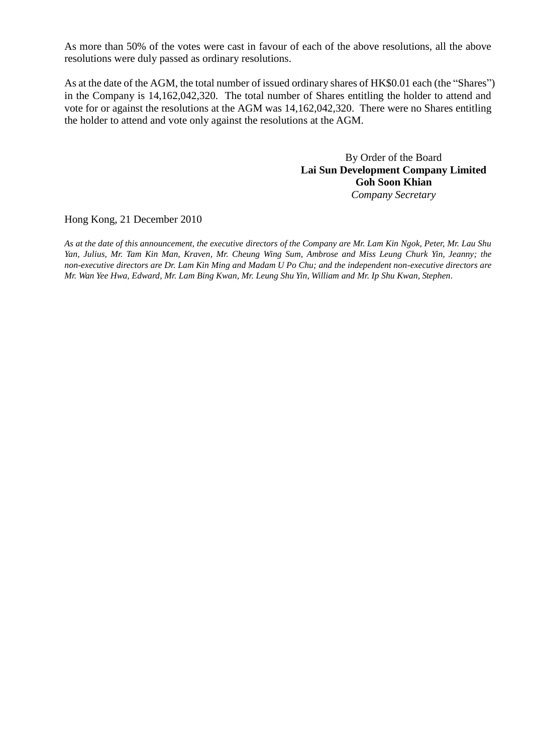As more than 50% of the votes were cast in favour of each of the above resolutions, all the above resolutions were duly passed as ordinary resolutions.

As at the date of the AGM, the total number of issued ordinary shares of HK$0.01 each (the "Shares") in the Company is 14,162,042,320. The total number of Shares entitling the holder to attend and vote for or against the resolutions at the AGM was 14,162,042,320. There were no Shares entitling the holder to attend and vote only against the resolutions at the AGM.

By Order of the Board
**Lai Sun Development Company Limited**
**Goh Soon Khian**
*Company Secretary*

Hong Kong, 21 December 2010

*As at the date of this announcement, the executive directors of the Company are Mr. Lam Kin Ngok, Peter, Mr. Lau Shu Yan, Julius, Mr. Tam Kin Man, Kraven, Mr. Cheung Wing Sum, Ambrose and Miss Leung Churk Yin, Jeanny; the non-executive directors are Dr. Lam Kin Ming and Madam U Po Chu; and the independent non-executive directors are Mr. Wan Yee Hwa, Edward, Mr. Lam Bing Kwan, Mr. Leung Shu Yin, William and Mr. Ip Shu Kwan, Stephen.*